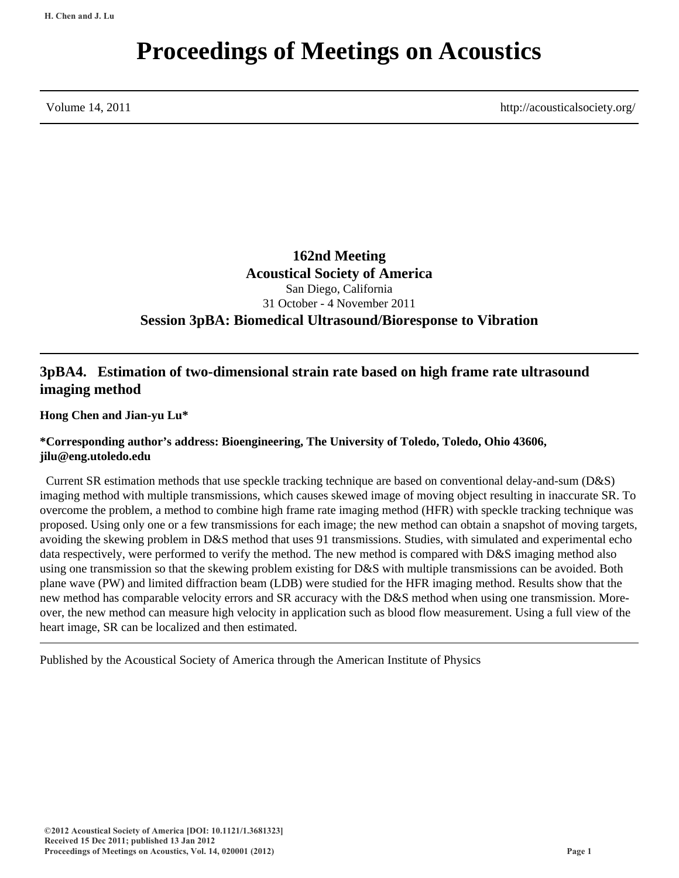# Proceedings of Meetings on Acoustics

Volume 14, 2011 http://acousticalsociety.org/

**162nd Meeting**
**Acoustical Society of America**
San Diego, California
31 October - 4 November 2011

**Session 3pBA: Biomedical Ultrasound/Bioresponse to Vibration**

## 3pBA4. Estimation of two-dimensional strain rate based on high frame rate ultrasound imaging method

**Hong Chen and Jian-yu Lu***

***Corresponding author's address: Bioengineering, The University of Toledo, Toledo, Ohio 43606, jilu@eng.utoledo.edu**

Current SR estimation methods that use speckle tracking technique are based on conventional delay-and-sum (D&S) imaging method with multiple transmissions, which causes skewed image of moving object resulting in inaccurate SR. To overcome the problem, a method to combine high frame rate imaging method (HFR) with speckle tracking technique was proposed. Using only one or a few transmissions for each image; the new method can obtain a snapshot of moving targets, avoiding the skewing problem in D&S method that uses 91 transmissions. Studies, with simulated and experimental echo data respectively, were performed to verify the method. The new method is compared with D&S imaging method also using one transmission so that the skewing problem existing for D&S with multiple transmissions can be avoided. Both plane wave (PW) and limited diffraction beam (LDB) were studied for the HFR imaging method. Results show that the new method has comparable velocity errors and SR accuracy with the D&S method when using one transmission. Moreover, the new method can measure high velocity in application such as blood flow measurement. Using a full view of the heart image, SR can be localized and then estimated.

Published by the Acoustical Society of America through the American Institute of Physics

©2012 Acoustical Society of America [DOI: 10.1121/1.3681323]
Received 15 Dec 2011; published 13 Jan 2012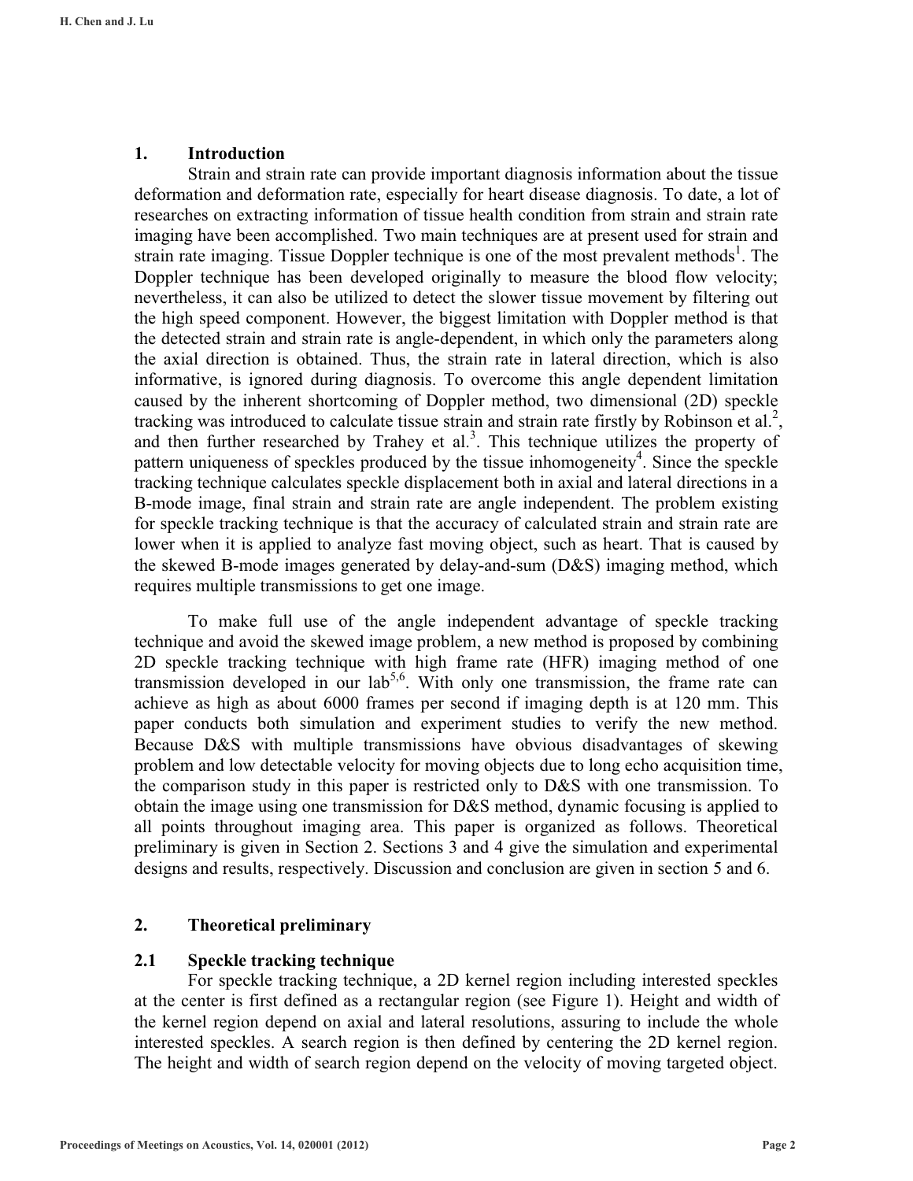## 1. Introduction

Strain and strain rate can provide important diagnosis information about the tissue deformation and deformation rate, especially for heart disease diagnosis. To date, a lot of researches on extracting information of tissue health condition from strain and strain rate imaging have been accomplished. Two main techniques are at present used for strain and strain rate imaging. Tissue Doppler technique is one of the most prevalent methods[1]. The Doppler technique has been developed originally to measure the blood flow velocity; nevertheless, it can also be utilized to detect the slower tissue movement by filtering out the high speed component. However, the biggest limitation with Doppler method is that the detected strain and strain rate is angle-dependent, in which only the parameters along the axial direction is obtained. Thus, the strain rate in lateral direction, which is also informative, is ignored during diagnosis. To overcome this angle dependent limitation caused by the inherent shortcoming of Doppler method, two dimensional (2D) speckle tracking was introduced to calculate tissue strain and strain rate firstly by Robinson et al.[2], and then further researched by Trahey et al.[3]. This technique utilizes the property of pattern uniqueness of speckles produced by the tissue inhomogeneity[4]. Since the speckle tracking technique calculates speckle displacement both in axial and lateral directions in a B-mode image, final strain and strain rate are angle independent. The problem existing for speckle tracking technique is that the accuracy of calculated strain and strain rate are lower when it is applied to analyze fast moving object, such as heart. That is caused by the skewed B-mode images generated by delay-and-sum (D&S) imaging method, which requires multiple transmissions to get one image.

To make full use of the angle independent advantage of speckle tracking technique and avoid the skewed image problem, a new method is proposed by combining 2D speckle tracking technique with high frame rate (HFR) imaging method of one transmission developed in our lab[5,6]. With only one transmission, the frame rate can achieve as high as about 6000 frames per second if imaging depth is at 120 mm. This paper conducts both simulation and experiment studies to verify the new method. Because D&S with multiple transmissions have obvious disadvantages of skewing problem and low detectable velocity for moving objects due to long echo acquisition time, the comparison study in this paper is restricted only to D&S with one transmission. To obtain the image using one transmission for D&S method, dynamic focusing is applied to all points throughout imaging area. This paper is organized as follows. Theoretical preliminary is given in Section 2. Sections 3 and 4 give the simulation and experimental designs and results, respectively. Discussion and conclusion are given in section 5 and 6.

## 2. Theoretical preliminary

### 2.1 Speckle tracking technique

For speckle tracking technique, a 2D kernel region including interested speckles at the center is first defined as a rectangular region (see Figure 1). Height and width of the kernel region depend on axial and lateral resolutions, assuring to include the whole interested speckles. A search region is then defined by centering the 2D kernel region. The height and width of search region depend on the velocity of moving targeted object.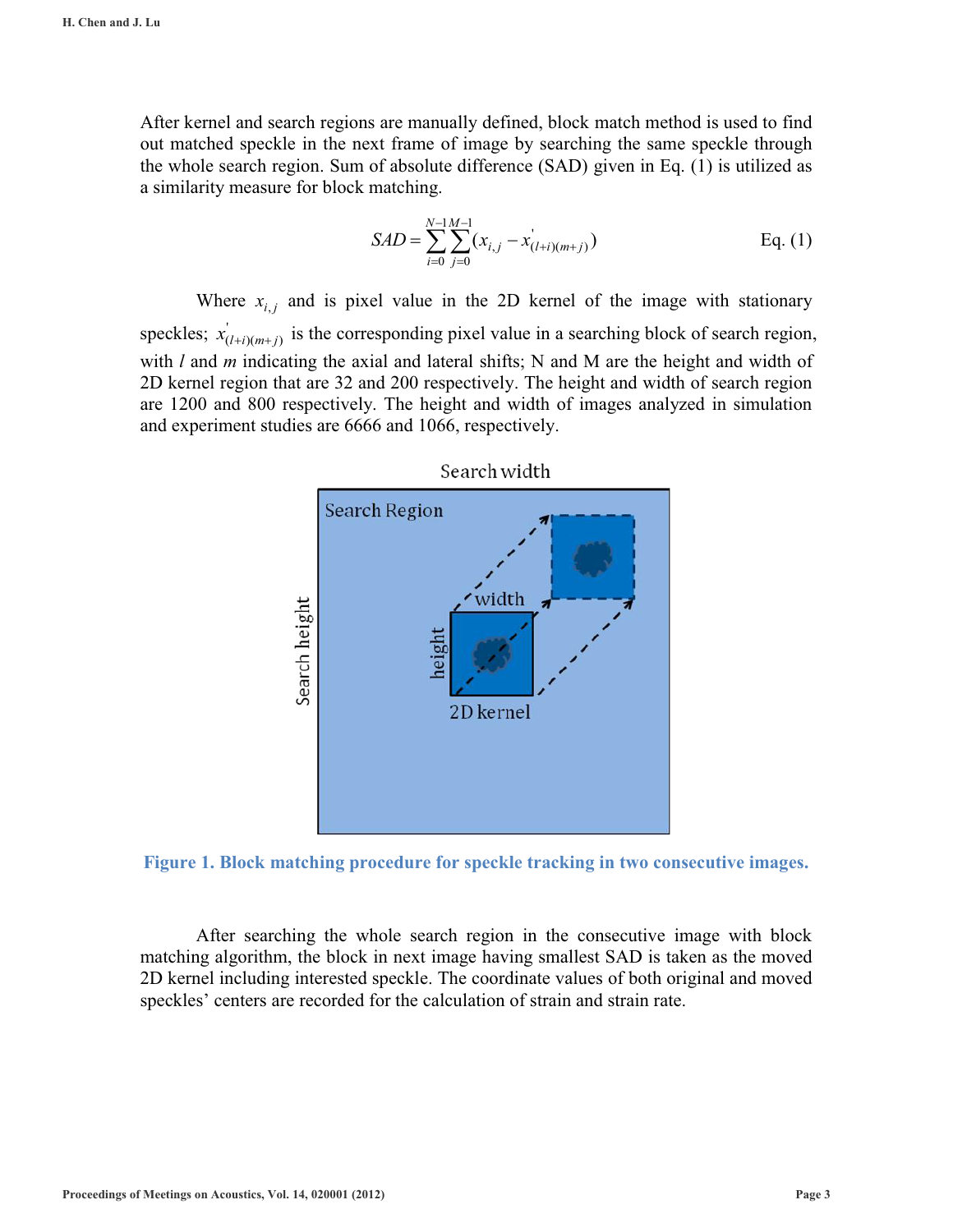After kernel and search regions are manually defined, block match method is used to find out matched speckle in the next frame of image by searching the same speckle through the whole search region. Sum of absolute difference (SAD) given in Eq. (1) is utilized as a similarity measure for block matching.

$$SAD = \sum_{i=0}^{N-1}\sum_{j=0}^{M-1}(x_{i,j} - x'_{(l+i)(m+j)}) \qquad \text{Eq. (1)}$$

Where $x_{i,j}$ and is pixel value in the 2D kernel of the image with stationary speckles; $x'_{(l+i)(m+j)}$ is the corresponding pixel value in a searching block of search region, with $l$ and $m$ indicating the axial and lateral shifts; N and M are the height and width of 2D kernel region that are 32 and 200 respectively. The height and width of search region are 1200 and 800 respectively. The height and width of images analyzed in simulation and experiment studies are 6666 and 1066, respectively.

**Figure 1. Block matching procedure for speckle tracking in two consecutive images.**

After searching the whole search region in the consecutive image with block matching algorithm, the block in next image having smallest SAD is taken as the moved 2D kernel including interested speckle. The coordinate values of both original and moved speckles' centers are recorded for the calculation of strain and strain rate.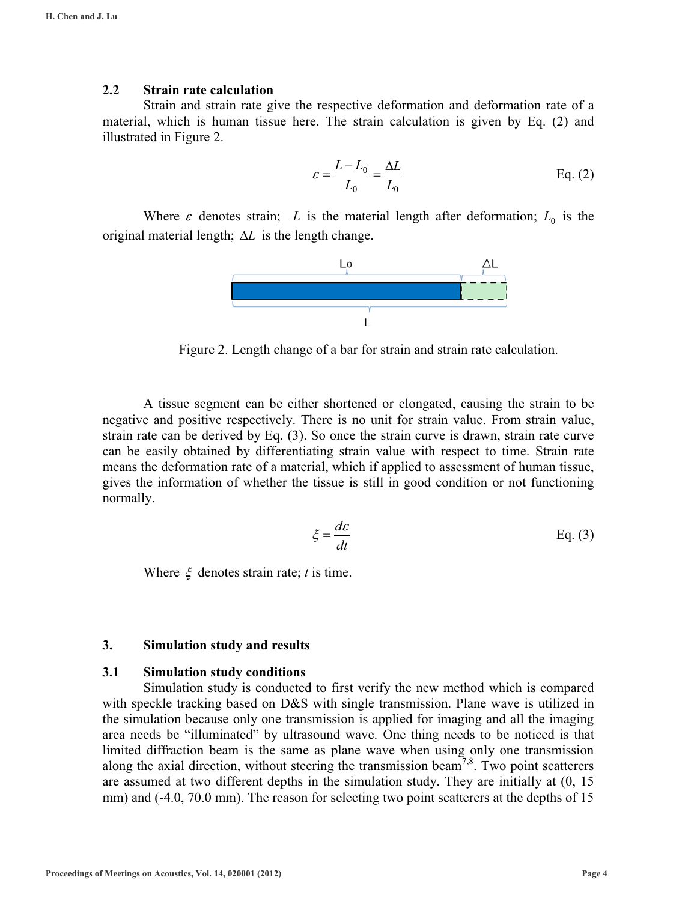## 2.2 Strain rate calculation

Strain and strain rate give the respective deformation and deformation rate of a material, which is human tissue here. The strain calculation is given by Eq. (2) and illustrated in Figure 2.

$$\varepsilon = \frac{L - L_0}{L_0} = \frac{\Delta L}{L_0} \qquad \text{Eq. (2)}$$

Where $\varepsilon$ denotes strain; $L$ is the material length after deformation; $L_0$ is the original material length; $\Delta L$ is the length change.

Figure 2. Length change of a bar for strain and strain rate calculation.

A tissue segment can be either shortened or elongated, causing the strain to be negative and positive respectively. There is no unit for strain value. From strain value, strain rate can be derived by Eq. (3). So once the strain curve is drawn, strain rate curve can be easily obtained by differentiating strain value with respect to time. Strain rate means the deformation rate of a material, which if applied to assessment of human tissue, gives the information of whether the tissue is still in good condition or not functioning normally.

$$\xi = \frac{d\varepsilon}{dt} \qquad \text{Eq. (3)}$$

Where $\xi$ denotes strain rate; $t$ is time.

# 3. Simulation study and results

## 3.1 Simulation study conditions

Simulation study is conducted to first verify the new method which is compared with speckle tracking based on D&S with single transmission. Plane wave is utilized in the simulation because only one transmission is applied for imaging and all the imaging area needs be "illuminated" by ultrasound wave. One thing needs to be noticed is that limited diffraction beam is the same as plane wave when using only one transmission along the axial direction, without steering the transmission beam[7,8]. Two point scatterers are assumed at two different depths in the simulation study. They are initially at (0, 15 mm) and (-4.0, 70.0 mm). The reason for selecting two point scatterers at the depths of 15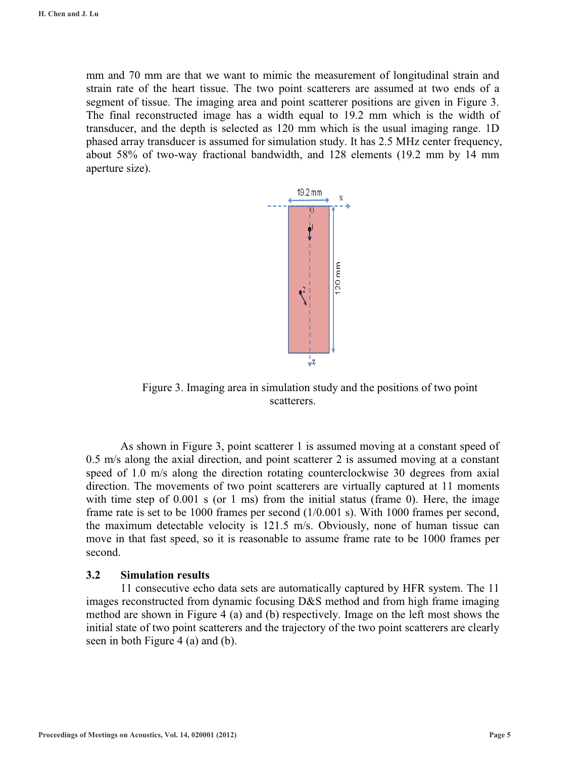mm and 70 mm are that we want to mimic the measurement of longitudinal strain and strain rate of the heart tissue. The two point scatterers are assumed at two ends of a segment of tissue. The imaging area and point scatterer positions are given in Figure 3. The final reconstructed image has a width equal to 19.2 mm which is the width of transducer, and the depth is selected as 120 mm which is the usual imaging range. 1D phased array transducer is assumed for simulation study. It has 2.5 MHz center frequency, about 58% of two-way fractional bandwidth, and 128 elements (19.2 mm by 14 mm aperture size).

Figure 3. Imaging area in simulation study and the positions of two point scatterers.

As shown in Figure 3, point scatterer 1 is assumed moving at a constant speed of 0.5 m/s along the axial direction, and point scatterer 2 is assumed moving at a constant speed of 1.0 m/s along the direction rotating counterclockwise 30 degrees from axial direction. The movements of two point scatterers are virtually captured at 11 moments with time step of 0.001 s (or 1 ms) from the initial status (frame 0). Here, the image frame rate is set to be 1000 frames per second (1/0.001 s). With 1000 frames per second, the maximum detectable velocity is 121.5 m/s. Obviously, none of human tissue can move in that fast speed, so it is reasonable to assume frame rate to be 1000 frames per second.

### 3.2 Simulation results

11 consecutive echo data sets are automatically captured by HFR system. The 11 images reconstructed from dynamic focusing D&S method and from high frame imaging method are shown in Figure 4 (a) and (b) respectively. Image on the left most shows the initial state of two point scatterers and the trajectory of the two point scatterers are clearly seen in both Figure 4 (a) and (b).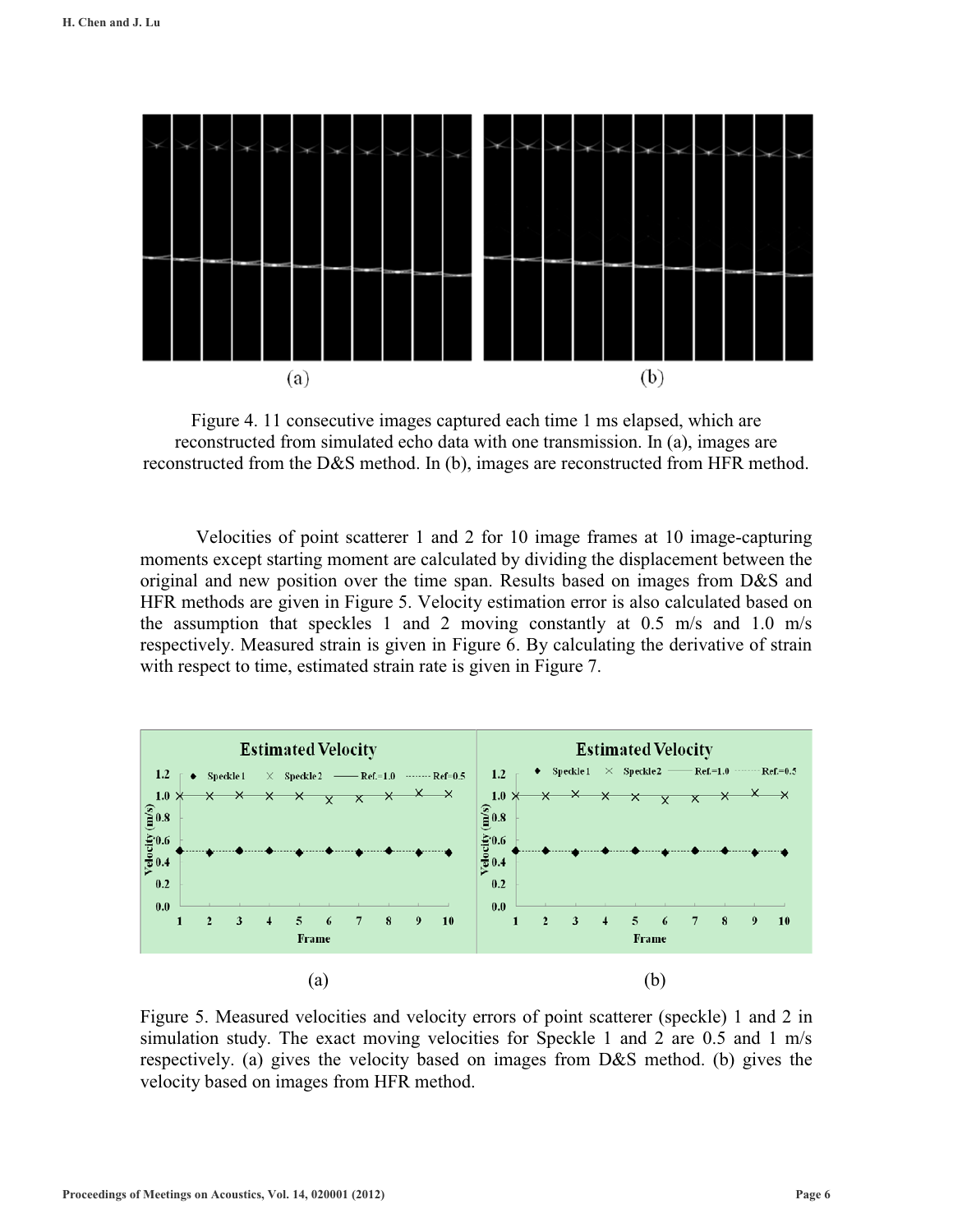Figure 4. 11 consecutive images captured each time 1 ms elapsed, which are reconstructed from simulated echo data with one transmission. In (a), images are reconstructed from the D&S method. In (b), images are reconstructed from HFR method.

Velocities of point scatterer 1 and 2 for 10 image frames at 10 image-capturing moments except starting moment are calculated by dividing the displacement between the original and new position over the time span. Results based on images from D&S and HFR methods are given in Figure 5. Velocity estimation error is also calculated based on the assumption that speckles 1 and 2 moving constantly at 0.5 m/s and 1.0 m/s respectively. Measured strain is given in Figure 6. By calculating the derivative of strain with respect to time, estimated strain rate is given in Figure 7.

Figure 5. Measured velocities and velocity errors of point scatterer (speckle) 1 and 2 in simulation study. The exact moving velocities for Speckle 1 and 2 are 0.5 and 1 m/s respectively. (a) gives the velocity based on images from D&S method. (b) gives the velocity based on images from HFR method.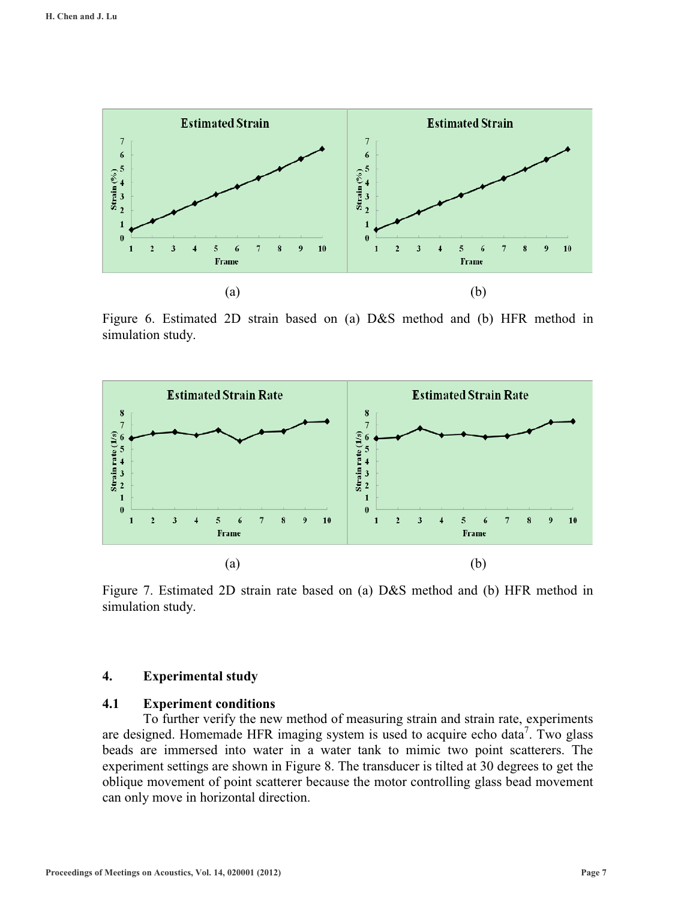(a) (b)

Figure 6. Estimated 2D strain based on (a) D&S method and (b) HFR method in simulation study.

(a) (b)

Figure 7. Estimated 2D strain rate based on (a) D&S method and (b) HFR method in simulation study.

## 4. Experimental study

### 4.1 Experiment conditions

To further verify the new method of measuring strain and strain rate, experiments are designed. Homemade HFR imaging system is used to acquire echo data[7]. Two glass beads are immersed into water in a water tank to mimic two point scatterers. The experiment settings are shown in Figure 8. The transducer is tilted at 30 degrees to get the oblique movement of point scatterer because the motor controlling glass bead movement can only move in horizontal direction.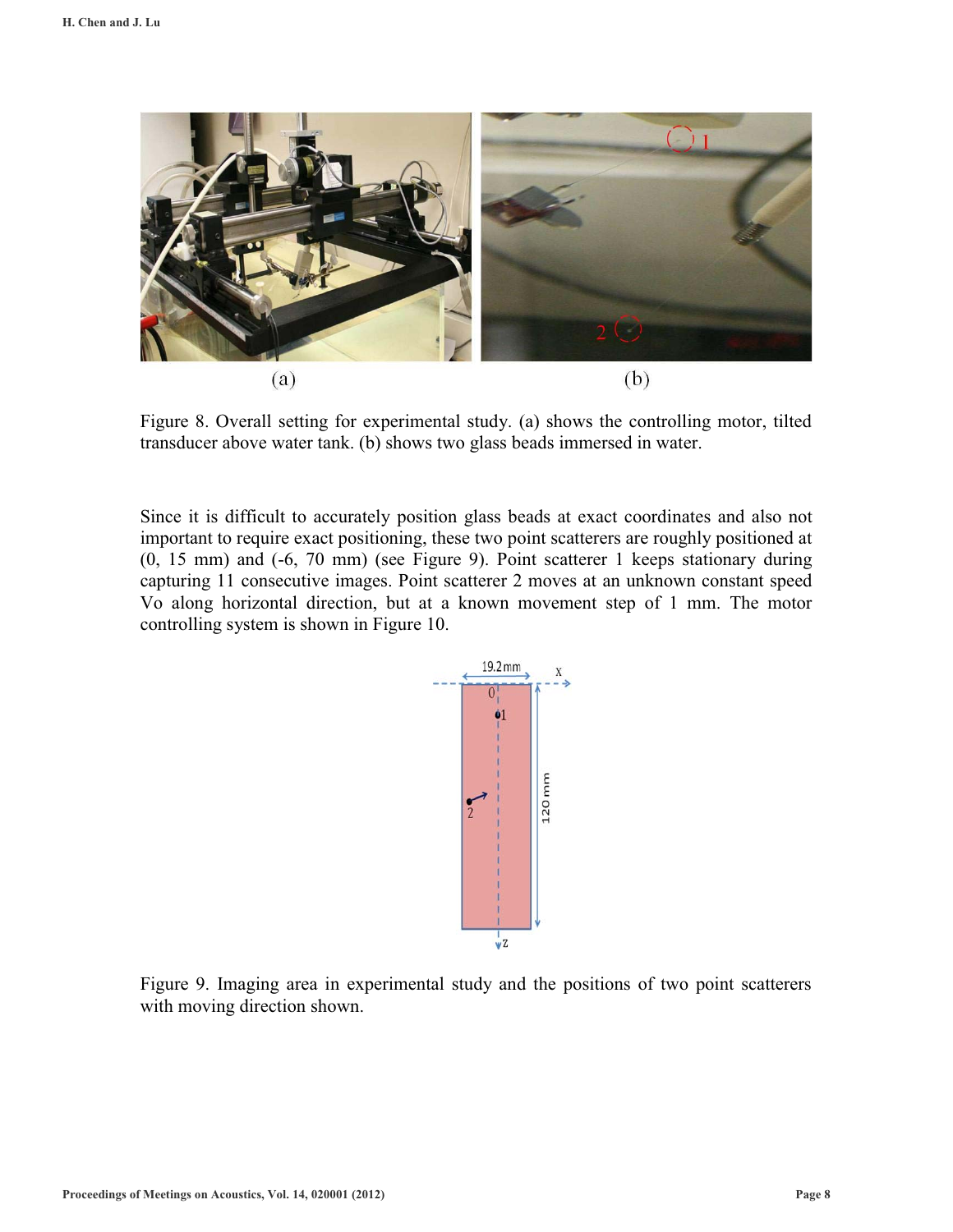Figure 8. Overall setting for experimental study. (a) shows the controlling motor, tilted transducer above water tank. (b) shows two glass beads immersed in water.

Since it is difficult to accurately position glass beads at exact coordinates and also not important to require exact positioning, these two point scatterers are roughly positioned at (0, 15 mm) and (-6, 70 mm) (see Figure 9). Point scatterer 1 keeps stationary during capturing 11 consecutive images. Point scatterer 2 moves at an unknown constant speed Vo along horizontal direction, but at a known movement step of 1 mm. The motor controlling system is shown in Figure 10.

Figure 9. Imaging area in experimental study and the positions of two point scatterers with moving direction shown.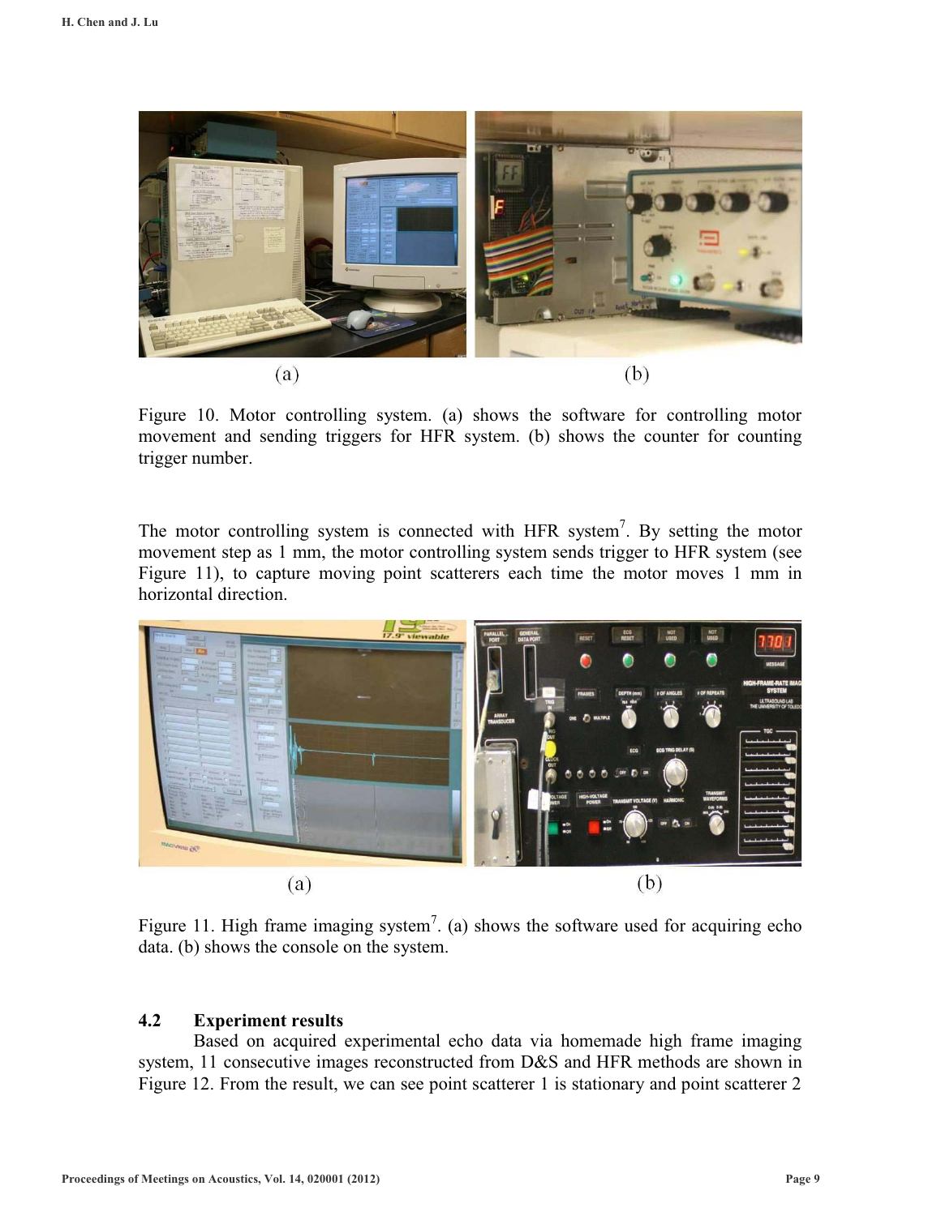Figure 10. Motor controlling system. (a) shows the software for controlling motor movement and sending triggers for HFR system. (b) shows the counter for counting trigger number.

The motor controlling system is connected with HFR system[7]. By setting the motor movement step as 1 mm, the motor controlling system sends trigger to HFR system (see Figure 11), to capture moving point scatterers each time the motor moves 1 mm in horizontal direction.

Figure 11. High frame imaging system[7]. (a) shows the software used for acquiring echo data. (b) shows the console on the system.

### 4.2 Experiment results

Based on acquired experimental echo data via homemade high frame imaging system, 11 consecutive images reconstructed from D&S and HFR methods are shown in Figure 12. From the result, we can see point scatterer 1 is stationary and point scatterer 2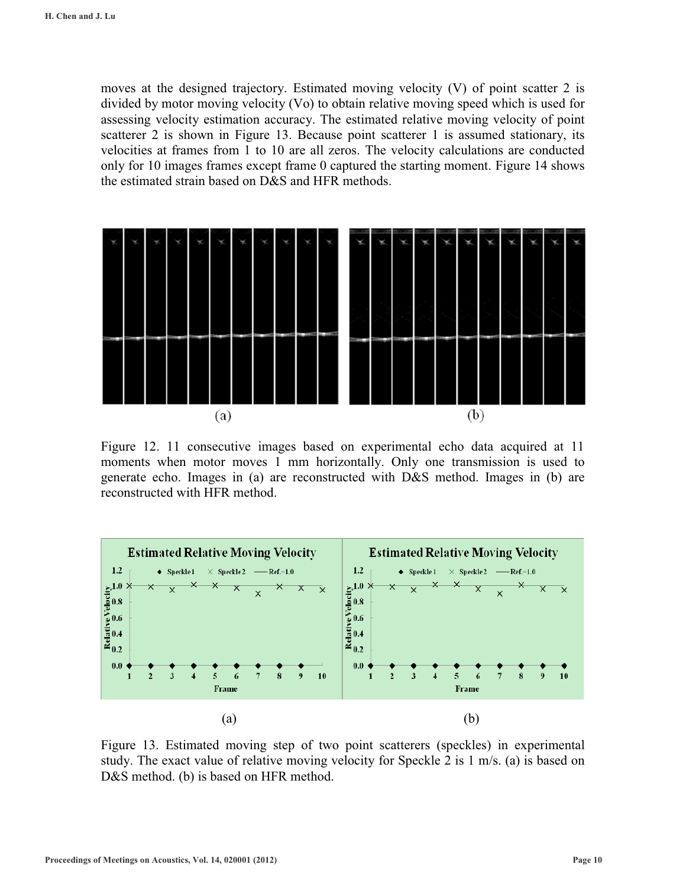moves at the designed trajectory. Estimated moving velocity (V) of point scatter 2 is divided by motor moving velocity (Vo) to obtain relative moving speed which is used for assessing velocity estimation accuracy. The estimated relative moving velocity of point scatterer 2 is shown in Figure 13. Because point scatterer 1 is assumed stationary, its velocities at frames from 1 to 10 are all zeros. The velocity calculations are conducted only for 10 images frames except frame 0 captured the starting moment. Figure 14 shows the estimated strain based on D&S and HFR methods.

Figure 12. 11 consecutive images based on experimental echo data acquired at 11 moments when motor moves 1 mm horizontally. Only one transmission is used to generate echo. Images in (a) are reconstructed with D&S method. Images in (b) are reconstructed with HFR method.

Figure 13. Estimated moving step of two point scatterers (speckles) in experimental study. The exact value of relative moving velocity for Speckle 2 is 1 m/s. (a) is based on D&S method. (b) is based on HFR method.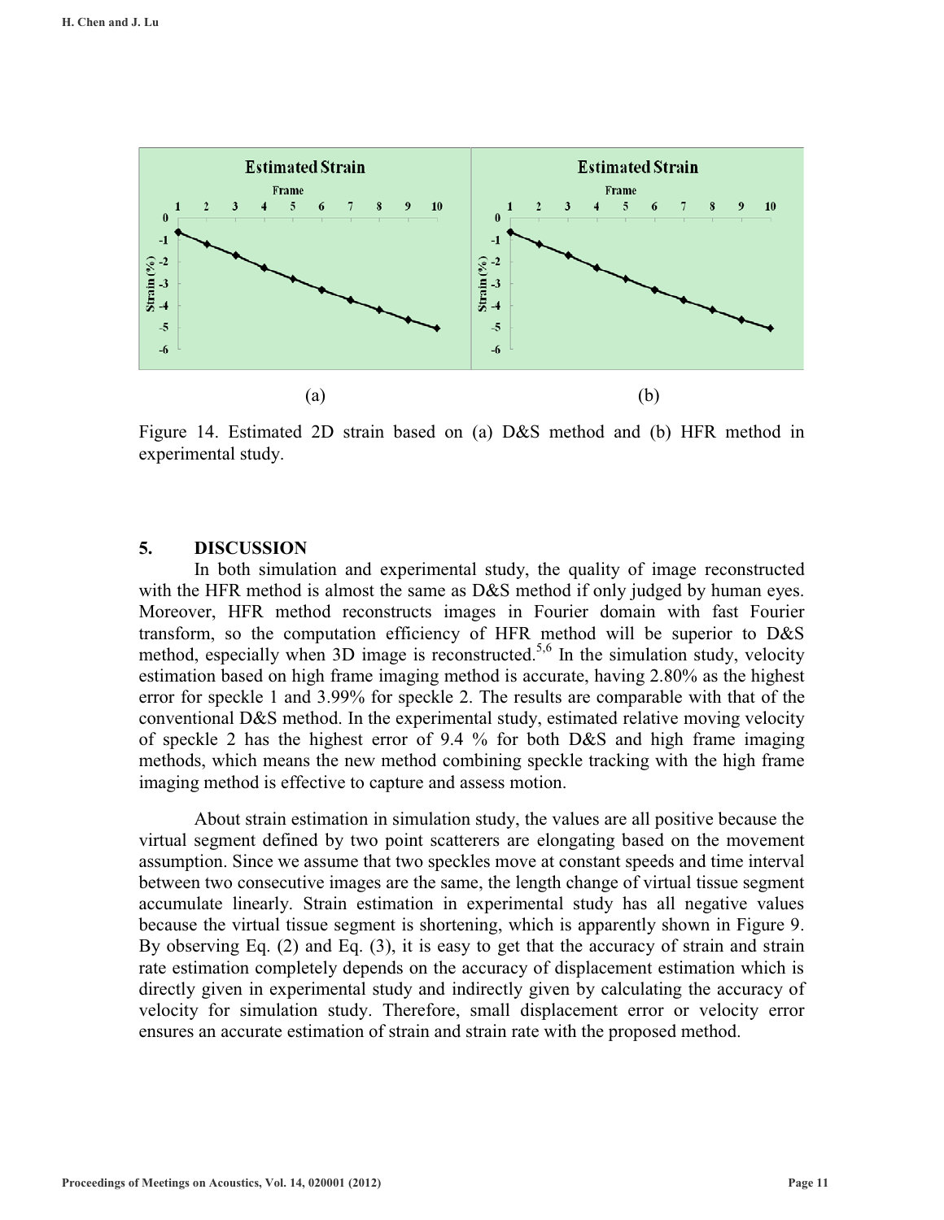Figure 14. Estimated 2D strain based on (a) D&S method and (b) HFR method in experimental study.

## 5. DISCUSSION

In both simulation and experimental study, the quality of image reconstructed with the HFR method is almost the same as D&S method if only judged by human eyes. Moreover, HFR method reconstructs images in Fourier domain with fast Fourier transform, so the computation efficiency of HFR method will be superior to D&S method, especially when 3D image is reconstructed.[5,6] In the simulation study, velocity estimation based on high frame imaging method is accurate, having 2.80% as the highest error for speckle 1 and 3.99% for speckle 2. The results are comparable with that of the conventional D&S method. In the experimental study, estimated relative moving velocity of speckle 2 has the highest error of 9.4 % for both D&S and high frame imaging methods, which means the new method combining speckle tracking with the high frame imaging method is effective to capture and assess motion.

About strain estimation in simulation study, the values are all positive because the virtual segment defined by two point scatterers are elongating based on the movement assumption. Since we assume that two speckles move at constant speeds and time interval between two consecutive images are the same, the length change of virtual tissue segment accumulate linearly. Strain estimation in experimental study has all negative values because the virtual tissue segment is shortening, which is apparently shown in Figure 9. By observing Eq. (2) and Eq. (3), it is easy to get that the accuracy of strain and strain rate estimation completely depends on the accuracy of displacement estimation which is directly given in experimental study and indirectly given by calculating the accuracy of velocity for simulation study. Therefore, small displacement error or velocity error ensures an accurate estimation of strain and strain rate with the proposed method.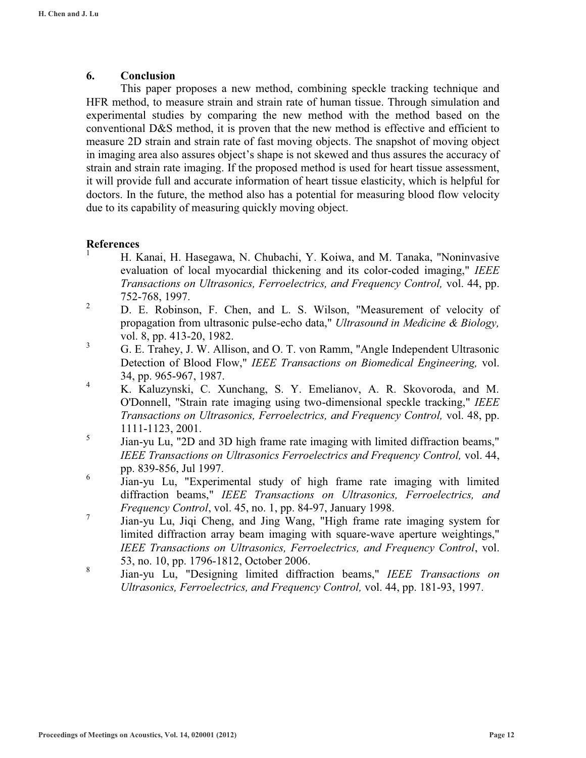## 6. Conclusion

This paper proposes a new method, combining speckle tracking technique and HFR method, to measure strain and strain rate of human tissue. Through simulation and experimental studies by comparing the new method with the method based on the conventional D&S method, it is proven that the new method is effective and efficient to measure 2D strain and strain rate of fast moving objects. The snapshot of moving object in imaging area also assures object's shape is not skewed and thus assures the accuracy of strain and strain rate imaging. If the proposed method is used for heart tissue assessment, it will provide full and accurate information of heart tissue elasticity, which is helpful for doctors. In the future, the method also has a potential for measuring blood flow velocity due to its capability of measuring quickly moving object.

## References

1. H. Kanai, H. Hasegawa, N. Chubachi, Y. Koiwa, and M. Tanaka, "Noninvasive evaluation of local myocardial thickening and its color-coded imaging," *IEEE Transactions on Ultrasonics, Ferroelectrics, and Frequency Control,* vol. 44, pp. 752-768, 1997.
2. D. E. Robinson, F. Chen, and L. S. Wilson, "Measurement of velocity of propagation from ultrasonic pulse-echo data," *Ultrasound in Medicine & Biology,* vol. 8, pp. 413-20, 1982.
3. G. E. Trahey, J. W. Allison, and O. T. von Ramm, "Angle Independent Ultrasonic Detection of Blood Flow," *IEEE Transactions on Biomedical Engineering,* vol. 34, pp. 965-967, 1987.
4. K. Kaluzynski, C. Xunchang, S. Y. Emelianov, A. R. Skovoroda, and M. O'Donnell, "Strain rate imaging using two-dimensional speckle tracking," *IEEE Transactions on Ultrasonics, Ferroelectrics, and Frequency Control,* vol. 48, pp. 1111-1123, 2001.
5. Jian-yu Lu, "2D and 3D high frame rate imaging with limited diffraction beams," *IEEE Transactions on Ultrasonics Ferroelectrics and Frequency Control,* vol. 44, pp. 839-856, Jul 1997.
6. Jian-yu Lu, "Experimental study of high frame rate imaging with limited diffraction beams," *IEEE Transactions on Ultrasonics, Ferroelectrics, and Frequency Control*, vol. 45, no. 1, pp. 84-97, January 1998.
7. Jian-yu Lu, Jiqi Cheng, and Jing Wang, "High frame rate imaging system for limited diffraction array beam imaging with square-wave aperture weightings," *IEEE Transactions on Ultrasonics, Ferroelectrics, and Frequency Control*, vol. 53, no. 10, pp. 1796-1812, October 2006.
8. Jian-yu Lu, "Designing limited diffraction beams," *IEEE Transactions on Ultrasonics, Ferroelectrics, and Frequency Control,* vol. 44, pp. 181-93, 1997.